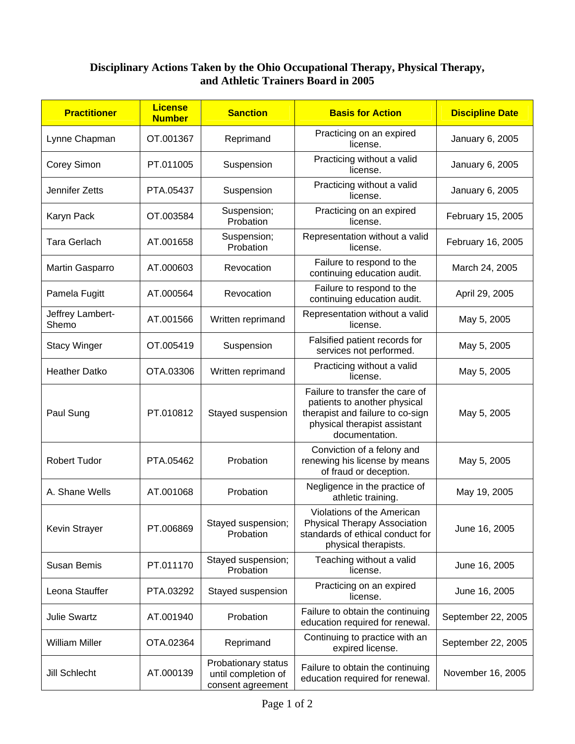# Disciplinary Actions Taken by the Ohio Occupational Therapy, Physical Therapy, and Athletic Trainers Board in 2005

| Practitioner | License Number | Sanction | Basis for Action | Discipline Date |
|---|---|---|---|---|
| Lynne Chapman | OT.001367 | Reprimand | Practicing on an expired license. | January 6, 2005 |
| Corey Simon | PT.011005 | Suspension | Practicing without a valid license. | January 6, 2005 |
| Jennifer Zetts | PTA.05437 | Suspension | Practicing without a valid license. | January 6, 2005 |
| Karyn Pack | OT.003584 | Suspension; Probation | Practicing on an expired license. | February 15, 2005 |
| Tara Gerlach | AT.001658 | Suspension; Probation | Representation without a valid license. | February 16, 2005 |
| Martin Gasparro | AT.000603 | Revocation | Failure to respond to the continuing education audit. | March 24, 2005 |
| Pamela Fugitt | AT.000564 | Revocation | Failure to respond to the continuing education audit. | April 29, 2005 |
| Jeffrey Lambert-Shemo | AT.001566 | Written reprimand | Representation without a valid license. | May 5, 2005 |
| Stacy Winger | OT.005419 | Suspension | Falsified patient records for services not performed. | May 5, 2005 |
| Heather Datko | OTA.03306 | Written reprimand | Practicing without a valid license. | May 5, 2005 |
| Paul Sung | PT.010812 | Stayed suspension | Failure to transfer the care of patients to another physical therapist and failure to co-sign physical therapist assistant documentation. | May 5, 2005 |
| Robert Tudor | PTA.05462 | Probation | Conviction of a felony and renewing his license by means of fraud or deception. | May 5, 2005 |
| A. Shane Wells | AT.001068 | Probation | Negligence in the practice of athletic training. | May 19, 2005 |
| Kevin Strayer | PT.006869 | Stayed suspension; Probation | Violations of the American Physical Therapy Association standards of ethical conduct for physical therapists. | June 16, 2005 |
| Susan Bemis | PT.011170 | Stayed suspension; Probation | Teaching without a valid license. | June 16, 2005 |
| Leona Stauffer | PTA.03292 | Stayed suspension | Practicing on an expired license. | June 16, 2005 |
| Julie Swartz | AT.001940 | Probation | Failure to obtain the continuing education required for renewal. | September 22, 2005 |
| William Miller | OTA.02364 | Reprimand | Continuing to practice with an expired license. | September 22, 2005 |
| Jill Schlecht | AT.000139 | Probationary status until completion of consent agreement | Failure to obtain the continuing education required for renewal. | November 16, 2005 |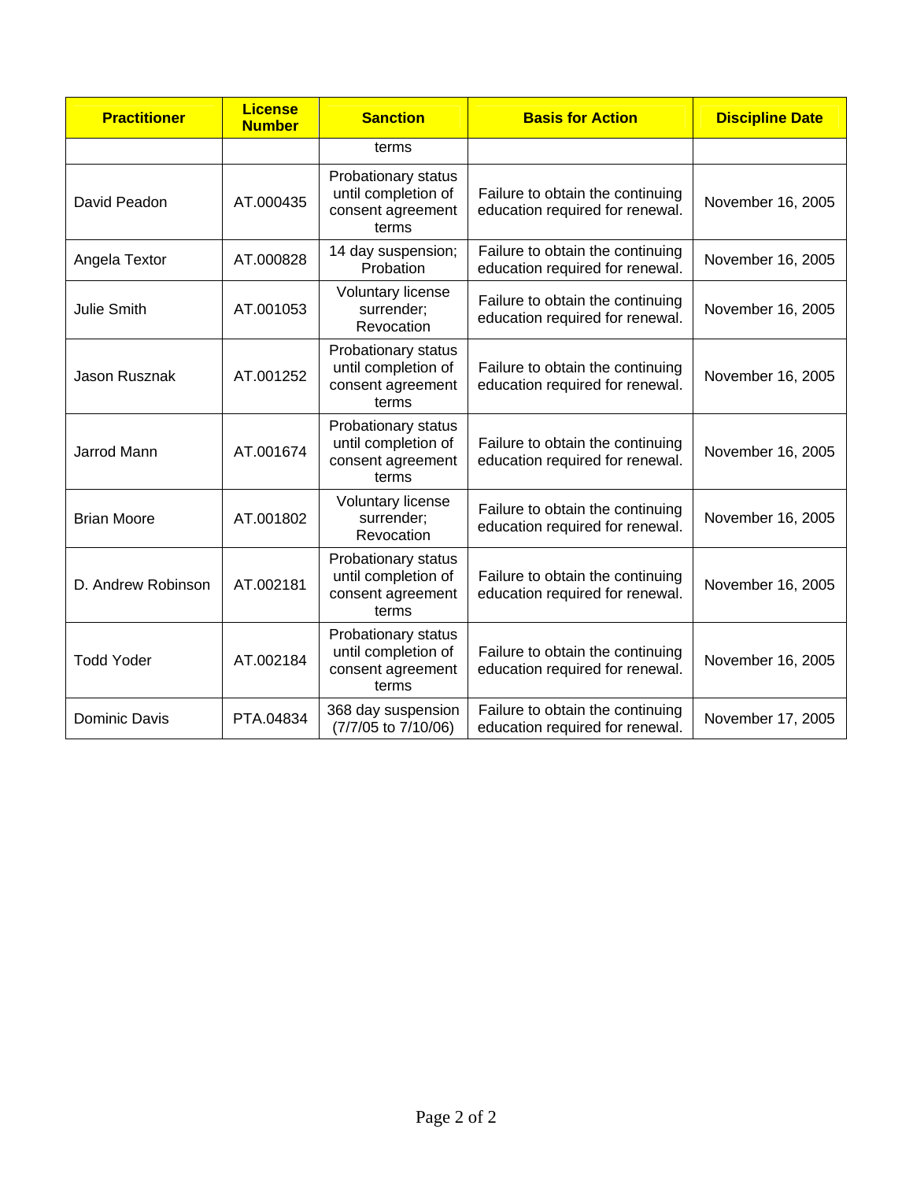| Practitioner | License Number | Sanction | Basis for Action | Discipline Date |
| --- | --- | --- | --- | --- |
| | | terms | | |
| David Peadon | AT.000435 | Probationary status until completion of consent agreement terms | Failure to obtain the continuing education required for renewal. | November 16, 2005 |
| Angela Textor | AT.000828 | 14 day suspension; Probation | Failure to obtain the continuing education required for renewal. | November 16, 2005 |
| Julie Smith | AT.001053 | Voluntary license surrender; Revocation | Failure to obtain the continuing education required for renewal. | November 16, 2005 |
| Jason Rusznak | AT.001252 | Probationary status until completion of consent agreement terms | Failure to obtain the continuing education required for renewal. | November 16, 2005 |
| Jarrod Mann | AT.001674 | Probationary status until completion of consent agreement terms | Failure to obtain the continuing education required for renewal. | November 16, 2005 |
| Brian Moore | AT.001802 | Voluntary license surrender; Revocation | Failure to obtain the continuing education required for renewal. | November 16, 2005 |
| D. Andrew Robinson | AT.002181 | Probationary status until completion of consent agreement terms | Failure to obtain the continuing education required for renewal. | November 16, 2005 |
| Todd Yoder | AT.002184 | Probationary status until completion of consent agreement terms | Failure to obtain the continuing education required for renewal. | November 16, 2005 |
| Dominic Davis | PTA.04834 | 368 day suspension (7/7/05 to 7/10/06) | Failure to obtain the continuing education required for renewal. | November 17, 2005 |